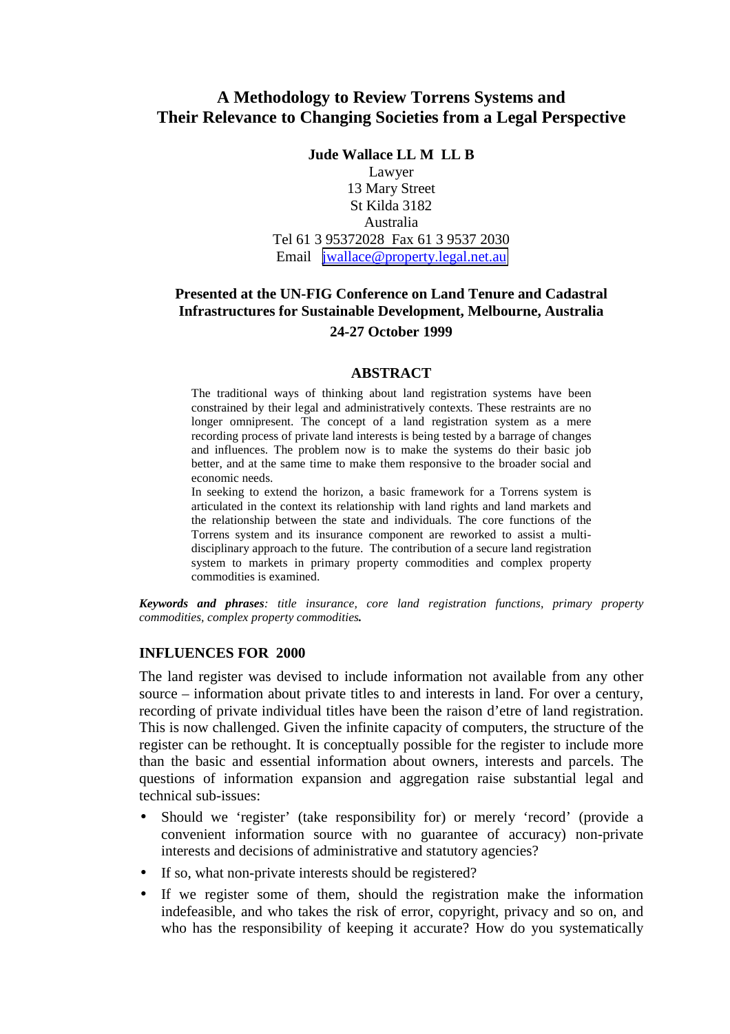# A Methodology to Review Torrens Systems and Their Relevance to Changing Societies from a Legal Perspective

**Jude Wallace LL M LL B**

Lawyer
13 Mary Street
St Kilda 3182
Australia
Tel 61 3 95372028 Fax 61 3 9537 2030
Email jwallace@property.legal.net.au

**Presented at the UN-FIG Conference on Land Tenure and Cadastral Infrastructures for Sustainable Development, Melbourne, Australia**

**24-27 October 1999**

## ABSTRACT

The traditional ways of thinking about land registration systems have been constrained by their legal and administratively contexts. These restraints are no longer omnipresent. The concept of a land registration system as a mere recording process of private land interests is being tested by a barrage of changes and influences. The problem now is to make the systems do their basic job better, and at the same time to make them responsive to the broader social and economic needs.

In seeking to extend the horizon, a basic framework for a Torrens system is articulated in the context its relationship with land rights and land markets and the relationship between the state and individuals. The core functions of the Torrens system and its insurance component are reworked to assist a multi-disciplinary approach to the future. The contribution of a secure land registration system to markets in primary property commodities and complex property commodities is examined.

***Keywords and phrases****: title insurance, core land registration functions, primary property commodities, complex property commodities.*

## INFLUENCES FOR 2000

The land register was devised to include information not available from any other source – information about private titles to and interests in land. For over a century, recording of private individual titles have been the raison d'etre of land registration. This is now challenged. Given the infinite capacity of computers, the structure of the register can be rethought. It is conceptually possible for the register to include more than the basic and essential information about owners, interests and parcels. The questions of information expansion and aggregation raise substantial legal and technical sub-issues:

- Should we 'register' (take responsibility for) or merely 'record' (provide a convenient information source with no guarantee of accuracy) non-private interests and decisions of administrative and statutory agencies?
- If so, what non-private interests should be registered?
- If we register some of them, should the registration make the information indefeasible, and who takes the risk of error, copyright, privacy and so on, and who has the responsibility of keeping it accurate? How do you systematically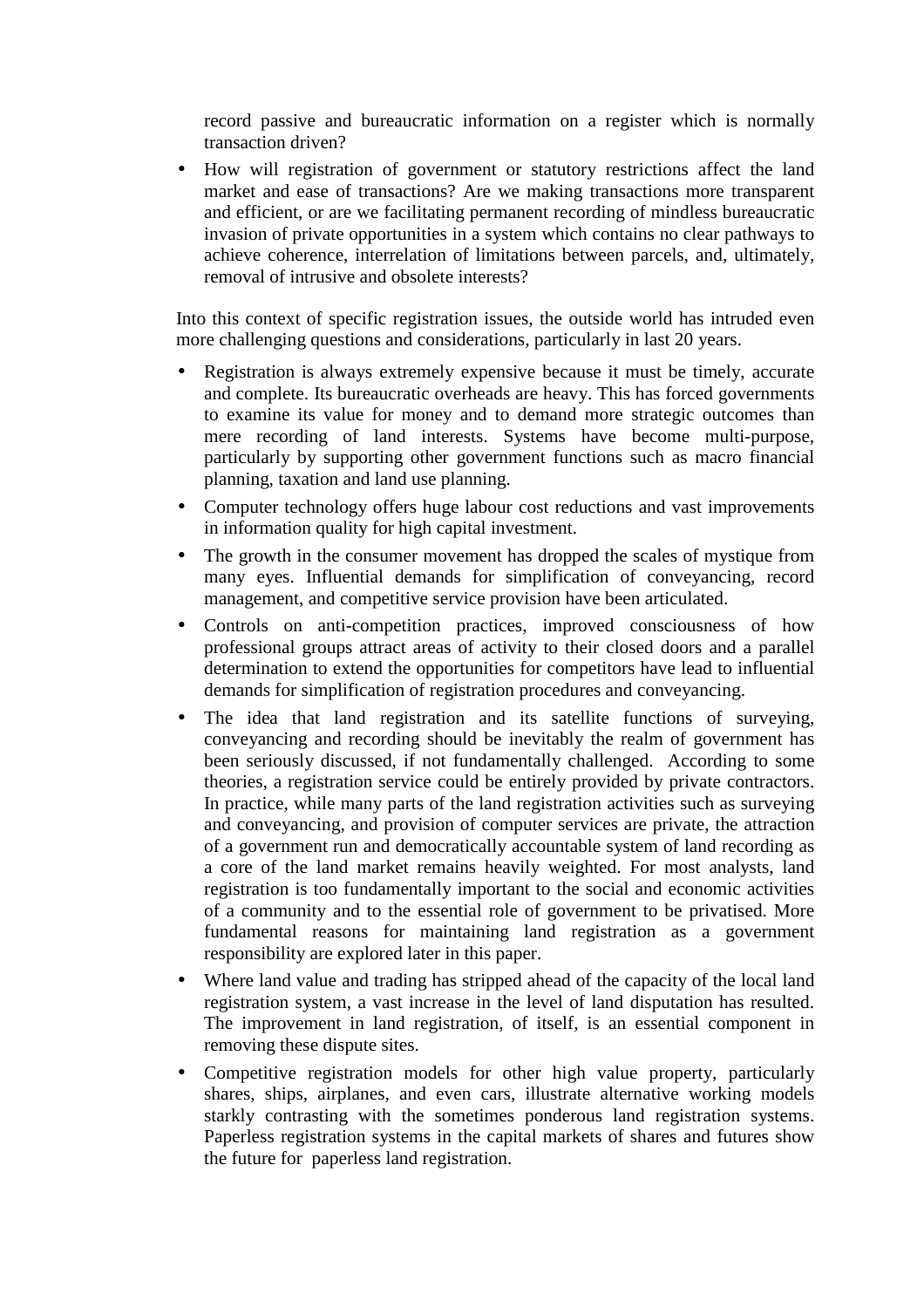record passive and bureaucratic information on a register which is normally transaction driven?

- How will registration of government or statutory restrictions affect the land market and ease of transactions? Are we making transactions more transparent and efficient, or are we facilitating permanent recording of mindless bureaucratic invasion of private opportunities in a system which contains no clear pathways to achieve coherence, interrelation of limitations between parcels, and, ultimately, removal of intrusive and obsolete interests?

Into this context of specific registration issues, the outside world has intruded even more challenging questions and considerations, particularly in last 20 years.

- Registration is always extremely expensive because it must be timely, accurate and complete. Its bureaucratic overheads are heavy. This has forced governments to examine its value for money and to demand more strategic outcomes than mere recording of land interests. Systems have become multi-purpose, particularly by supporting other government functions such as macro financial planning, taxation and land use planning.
- Computer technology offers huge labour cost reductions and vast improvements in information quality for high capital investment.
- The growth in the consumer movement has dropped the scales of mystique from many eyes. Influential demands for simplification of conveyancing, record management, and competitive service provision have been articulated.
- Controls on anti-competition practices, improved consciousness of how professional groups attract areas of activity to their closed doors and a parallel determination to extend the opportunities for competitors have lead to influential demands for simplification of registration procedures and conveyancing.
- The idea that land registration and its satellite functions of surveying, conveyancing and recording should be inevitably the realm of government has been seriously discussed, if not fundamentally challenged. According to some theories, a registration service could be entirely provided by private contractors. In practice, while many parts of the land registration activities such as surveying and conveyancing, and provision of computer services are private, the attraction of a government run and democratically accountable system of land recording as a core of the land market remains heavily weighted. For most analysts, land registration is too fundamentally important to the social and economic activities of a community and to the essential role of government to be privatised. More fundamental reasons for maintaining land registration as a government responsibility are explored later in this paper.
- Where land value and trading has stripped ahead of the capacity of the local land registration system, a vast increase in the level of land disputation has resulted. The improvement in land registration, of itself, is an essential component in removing these dispute sites.
- Competitive registration models for other high value property, particularly shares, ships, airplanes, and even cars, illustrate alternative working models starkly contrasting with the sometimes ponderous land registration systems. Paperless registration systems in the capital markets of shares and futures show the future for paperless land registration.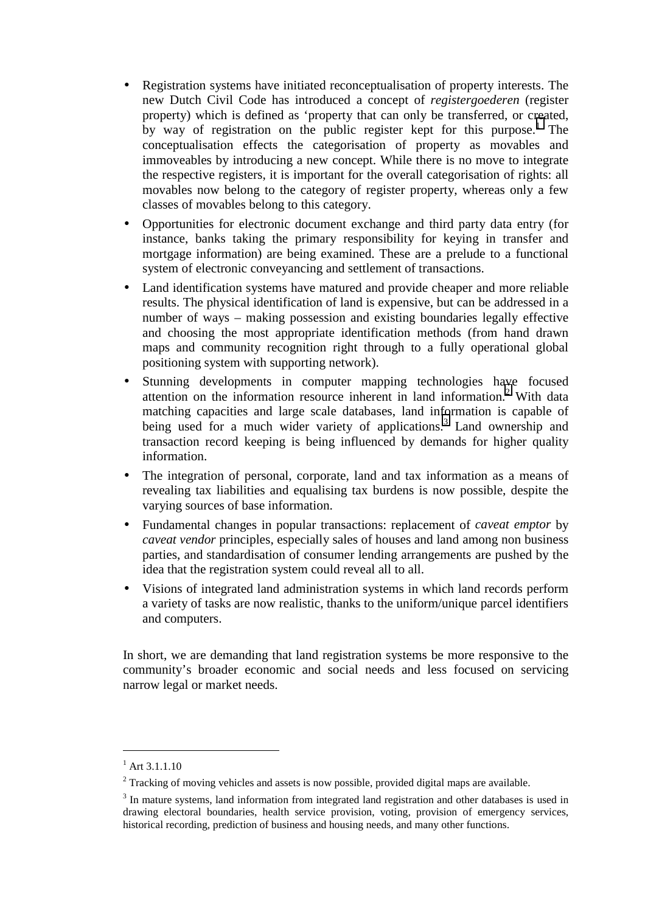- Registration systems have initiated reconceptualisation of property interests. The new Dutch Civil Code has introduced a concept of *registergoederen* (register property) which is defined as 'property that can only be transferred, or created, by way of registration on the public register kept for this purpose.'[1] The conceptualisation effects the categorisation of property as movables and immoveables by introducing a new concept. While there is no move to integrate the respective registers, it is important for the overall categorisation of rights: all movables now belong to the category of register property, whereas only a few classes of movables belong to this category.
- Opportunities for electronic document exchange and third party data entry (for instance, banks taking the primary responsibility for keying in transfer and mortgage information) are being examined. These are a prelude to a functional system of electronic conveyancing and settlement of transactions.
- Land identification systems have matured and provide cheaper and more reliable results. The physical identification of land is expensive, but can be addressed in a number of ways – making possession and existing boundaries legally effective and choosing the most appropriate identification methods (from hand drawn maps and community recognition right through to a fully operational global positioning system with supporting network).
- Stunning developments in computer mapping technologies have focused attention on the information resource inherent in land information.[2] With data matching capacities and large scale databases, land information is capable of being used for a much wider variety of applications.[3] Land ownership and transaction record keeping is being influenced by demands for higher quality information.
- The integration of personal, corporate, land and tax information as a means of revealing tax liabilities and equalising tax burdens is now possible, despite the varying sources of base information.
- Fundamental changes in popular transactions: replacement of *caveat emptor* by *caveat vendor* principles, especially sales of houses and land among non business parties, and standardisation of consumer lending arrangements are pushed by the idea that the registration system could reveal all to all.
- Visions of integrated land administration systems in which land records perform a variety of tasks are now realistic, thanks to the uniform/unique parcel identifiers and computers.

In short, we are demanding that land registration systems be more responsive to the community's broader economic and social needs and less focused on servicing narrow legal or market needs.

---

[1] Art 3.1.1.10

[2] Tracking of moving vehicles and assets is now possible, provided digital maps are available.

[3] In mature systems, land information from integrated land registration and other databases is used in drawing electoral boundaries, health service provision, voting, provision of emergency services, historical recording, prediction of business and housing needs, and many other functions.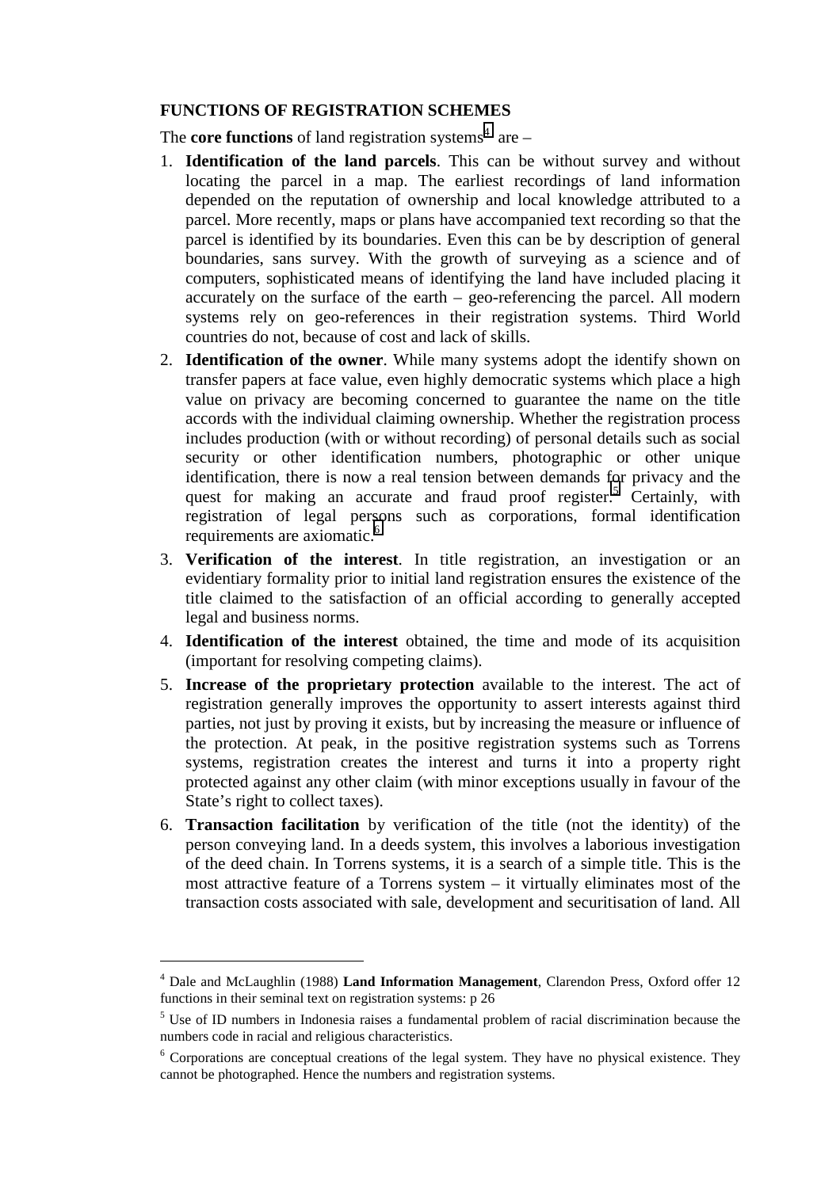## FUNCTIONS OF REGISTRATION SCHEMES

The **core functions** of land registration systems[4] are –

1. **Identification of the land parcels**. This can be without survey and without locating the parcel in a map. The earliest recordings of land information depended on the reputation of ownership and local knowledge attributed to a parcel. More recently, maps or plans have accompanied text recording so that the parcel is identified by its boundaries. Even this can be by description of general boundaries, sans survey. With the growth of surveying as a science and of computers, sophisticated means of identifying the land have included placing it accurately on the surface of the earth – geo-referencing the parcel. All modern systems rely on geo-references in their registration systems. Third World countries do not, because of cost and lack of skills.
2. **Identification of the owner**. While many systems adopt the identify shown on transfer papers at face value, even highly democratic systems which place a high value on privacy are becoming concerned to guarantee the name on the title accords with the individual claiming ownership. Whether the registration process includes production (with or without recording) of personal details such as social security or other identification numbers, photographic or other unique identification, there is now a real tension between demands for privacy and the quest for making an accurate and fraud proof register.[5] Certainly, with registration of legal persons such as corporations, formal identification requirements are axiomatic.[6]
3. **Verification of the interest**. In title registration, an investigation or an evidentiary formality prior to initial land registration ensures the existence of the title claimed to the satisfaction of an official according to generally accepted legal and business norms.
4. **Identification of the interest** obtained, the time and mode of its acquisition (important for resolving competing claims).
5. **Increase of the proprietary protection** available to the interest. The act of registration generally improves the opportunity to assert interests against third parties, not just by proving it exists, but by increasing the measure or influence of the protection. At peak, in the positive registration systems such as Torrens systems, registration creates the interest and turns it into a property right protected against any other claim (with minor exceptions usually in favour of the State's right to collect taxes).
6. **Transaction facilitation** by verification of the title (not the identity) of the person conveying land. In a deeds system, this involves a laborious investigation of the deed chain. In Torrens systems, it is a search of a simple title. This is the most attractive feature of a Torrens system – it virtually eliminates most of the transaction costs associated with sale, development and securitisation of land. All

---

[4] Dale and McLaughlin (1988) **Land Information Management**, Clarendon Press, Oxford offer 12 functions in their seminal text on registration systems: p 26

[5] Use of ID numbers in Indonesia raises a fundamental problem of racial discrimination because the numbers code in racial and religious characteristics.

[6] Corporations are conceptual creations of the legal system. They have no physical existence. They cannot be photographed. Hence the numbers and registration systems.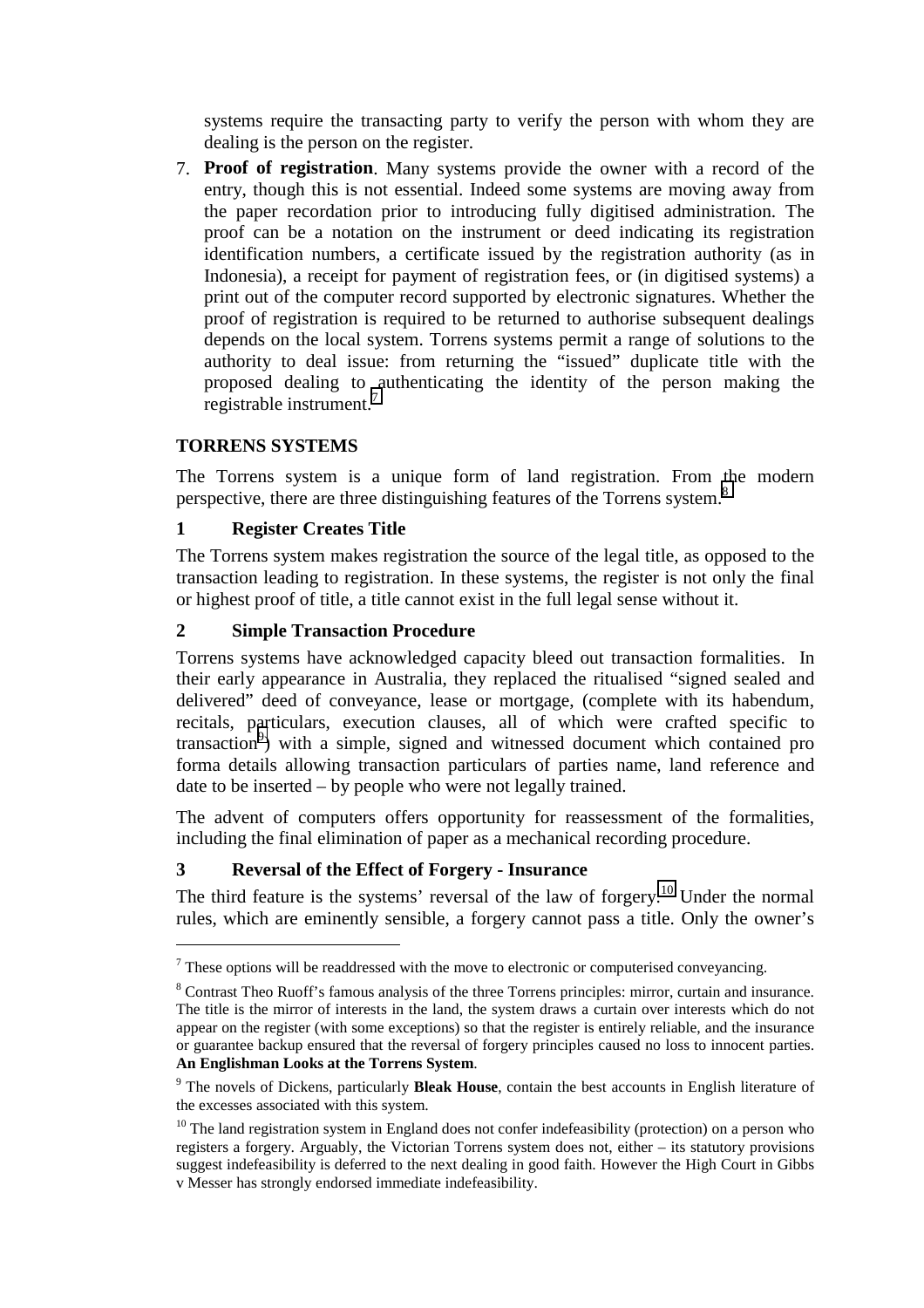systems require the transacting party to verify the person with whom they are dealing is the person on the register.

7. **Proof of registration**. Many systems provide the owner with a record of the entry, though this is not essential. Indeed some systems are moving away from the paper recordation prior to introducing fully digitised administration. The proof can be a notation on the instrument or deed indicating its registration identification numbers, a certificate issued by the registration authority (as in Indonesia), a receipt for payment of registration fees, or (in digitised systems) a print out of the computer record supported by electronic signatures. Whether the proof of registration is required to be returned to authorise subsequent dealings depends on the local system. Torrens systems permit a range of solutions to the authority to deal issue: from returning the "issued" duplicate title with the proposed dealing to authenticating the identity of the person making the registrable instrument.[7]

## TORRENS SYSTEMS

The Torrens system is a unique form of land registration. From the modern perspective, there are three distinguishing features of the Torrens system.[8]

### 1 Register Creates Title

The Torrens system makes registration the source of the legal title, as opposed to the transaction leading to registration. In these systems, the register is not only the final or highest proof of title, a title cannot exist in the full legal sense without it.

### 2 Simple Transaction Procedure

Torrens systems have acknowledged capacity bleed out transaction formalities. In their early appearance in Australia, they replaced the ritualised "signed sealed and delivered" deed of conveyance, lease or mortgage, (complete with its habendum, recitals, particulars, execution clauses, all of which were crafted specific to transaction[9]) with a simple, signed and witnessed document which contained pro forma details allowing transaction particulars of parties name, land reference and date to be inserted – by people who were not legally trained.

The advent of computers offers opportunity for reassessment of the formalities, including the final elimination of paper as a mechanical recording procedure.

### 3 Reversal of the Effect of Forgery - Insurance

The third feature is the systems' reversal of the law of forgery.[10] Under the normal rules, which are eminently sensible, a forgery cannot pass a title. Only the owner's

---

[7] These options will be readdressed with the move to electronic or computerised conveyancing.

[8] Contrast Theo Ruoff's famous analysis of the three Torrens principles: mirror, curtain and insurance. The title is the mirror of interests in the land, the system draws a curtain over interests which do not appear on the register (with some exceptions) so that the register is entirely reliable, and the insurance or guarantee backup ensured that the reversal of forgery principles caused no loss to innocent parties. **An Englishman Looks at the Torrens System**.

[9] The novels of Dickens, particularly **Bleak House**, contain the best accounts in English literature of the excesses associated with this system.

[10] The land registration system in England does not confer indefeasibility (protection) on a person who registers a forgery. Arguably, the Victorian Torrens system does not, either – its statutory provisions suggest indefeasibility is deferred to the next dealing in good faith. However the High Court in Gibbs v Messer has strongly endorsed immediate indefeasibility.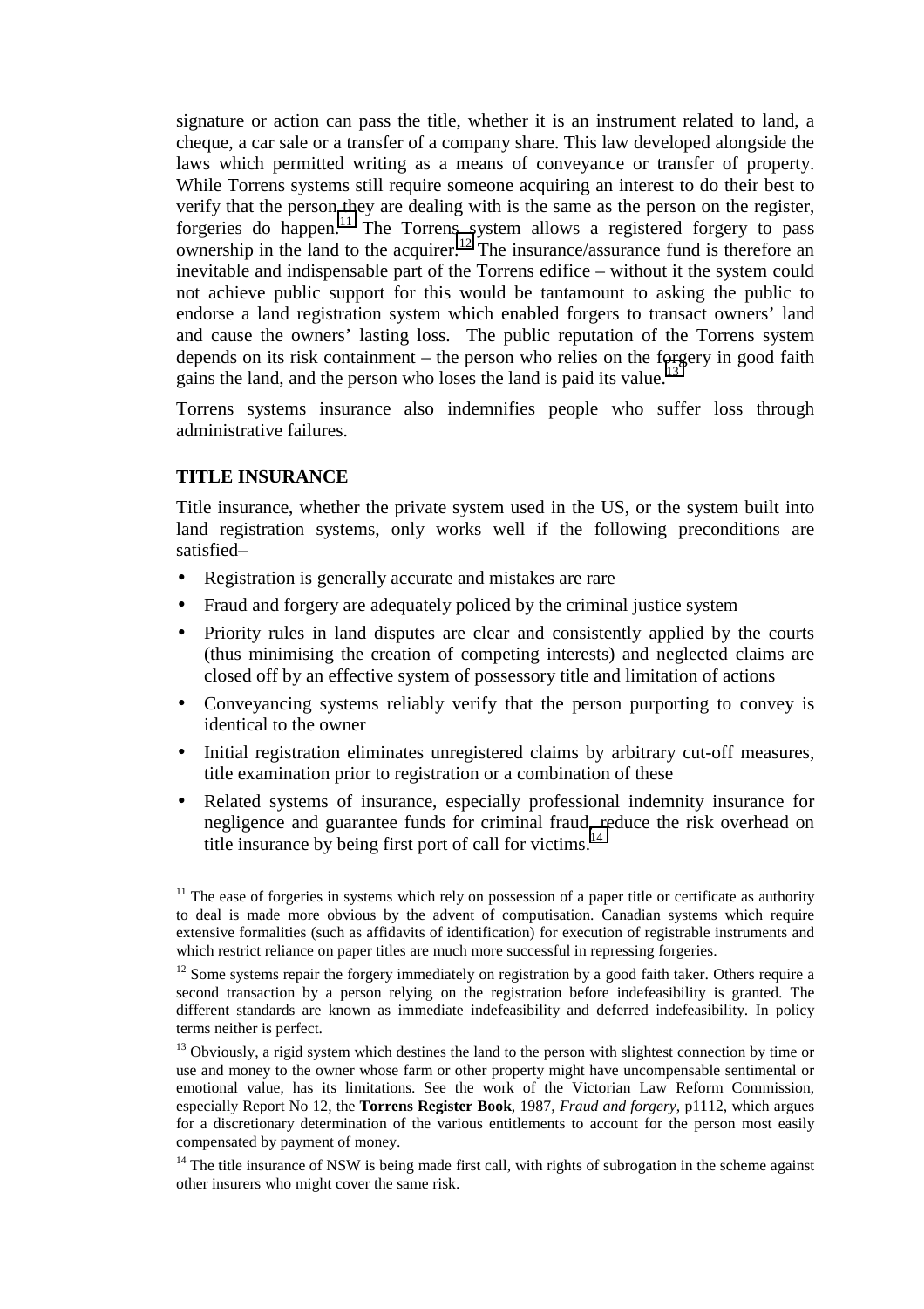signature or action can pass the title, whether it is an instrument related to land, a cheque, a car sale or a transfer of a company share. This law developed alongside the laws which permitted writing as a means of conveyance or transfer of property. While Torrens systems still require someone acquiring an interest to do their best to verify that the person they are dealing with is the same as the person on the register, forgeries do happen.[11] The Torrens system allows a registered forgery to pass ownership in the land to the acquirer.[12] The insurance/assurance fund is therefore an inevitable and indispensable part of the Torrens edifice – without it the system could not achieve public support for this would be tantamount to asking the public to endorse a land registration system which enabled forgers to transact owners' land and cause the owners' lasting loss. The public reputation of the Torrens system depends on its risk containment – the person who relies on the forgery in good faith gains the land, and the person who loses the land is paid its value.[13]

Torrens systems insurance also indemnifies people who suffer loss through administrative failures.

### TITLE INSURANCE

Title insurance, whether the private system used in the US, or the system built into land registration systems, only works well if the following preconditions are satisfied–

- Registration is generally accurate and mistakes are rare
- Fraud and forgery are adequately policed by the criminal justice system
- Priority rules in land disputes are clear and consistently applied by the courts (thus minimising the creation of competing interests) and neglected claims are closed off by an effective system of possessory title and limitation of actions
- Conveyancing systems reliably verify that the person purporting to convey is identical to the owner
- Initial registration eliminates unregistered claims by arbitrary cut-off measures, title examination prior to registration or a combination of these
- Related systems of insurance, especially professional indemnity insurance for negligence and guarantee funds for criminal fraud, reduce the risk overhead on title insurance by being first port of call for victims.[14]

---

[11] The ease of forgeries in systems which rely on possession of a paper title or certificate as authority to deal is made more obvious by the advent of computisation. Canadian systems which require extensive formalities (such as affidavits of identification) for execution of registrable instruments and which restrict reliance on paper titles are much more successful in repressing forgeries.

[12] Some systems repair the forgery immediately on registration by a good faith taker. Others require a second transaction by a person relying on the registration before indefeasibility is granted. The different standards are known as immediate indefeasibility and deferred indefeasibility. In policy terms neither is perfect.

[13] Obviously, a rigid system which destines the land to the person with slightest connection by time or use and money to the owner whose farm or other property might have uncompensable sentimental or emotional value, has its limitations. See the work of the Victorian Law Reform Commission, especially Report No 12, the **Torrens Register Book**, 1987, *Fraud and forgery*, p1112, which argues for a discretionary determination of the various entitlements to account for the person most easily compensated by payment of money.

[14] The title insurance of NSW is being made first call, with rights of subrogation in the scheme against other insurers who might cover the same risk.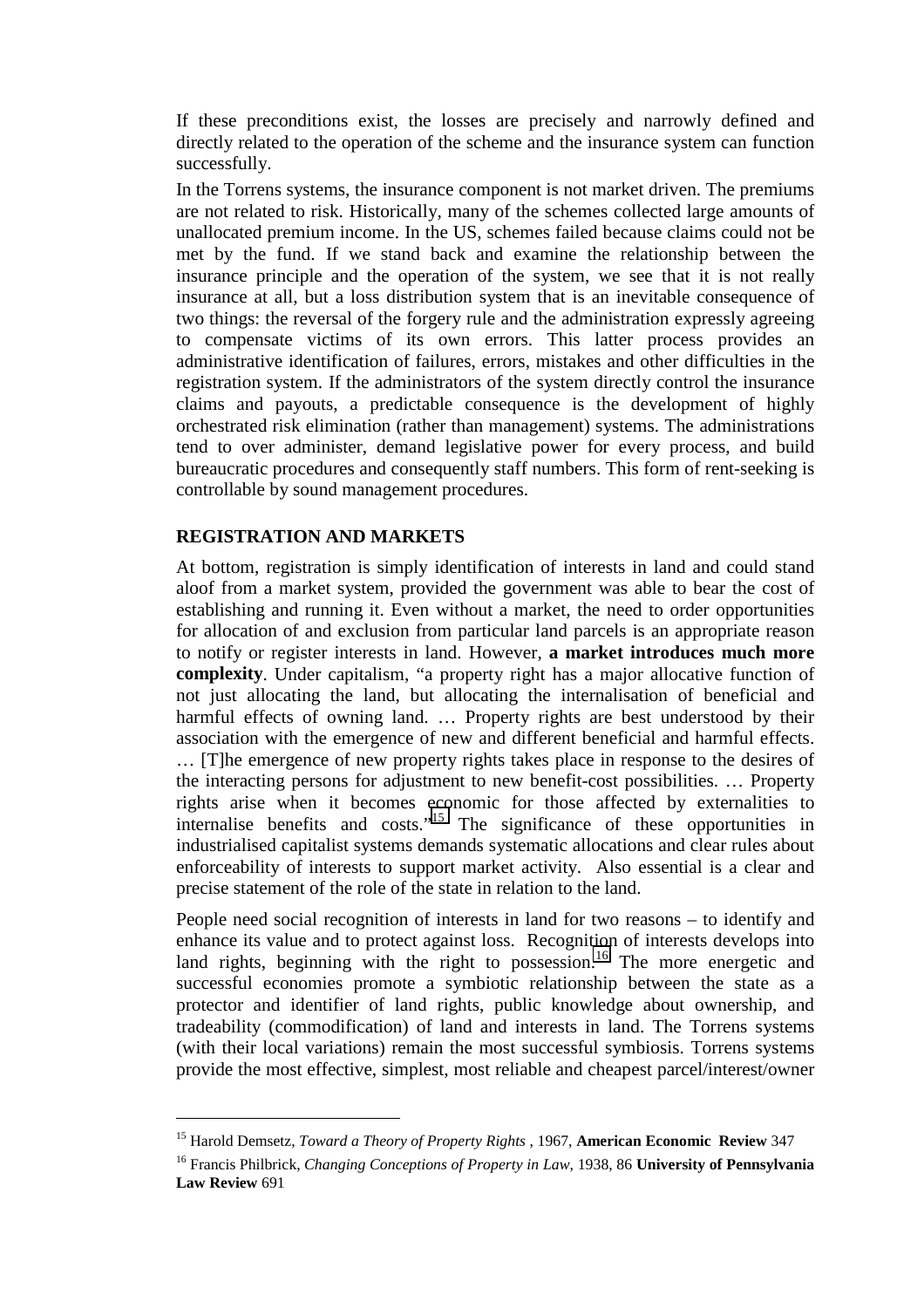If these preconditions exist, the losses are precisely and narrowly defined and directly related to the operation of the scheme and the insurance system can function successfully.

In the Torrens systems, the insurance component is not market driven. The premiums are not related to risk. Historically, many of the schemes collected large amounts of unallocated premium income. In the US, schemes failed because claims could not be met by the fund. If we stand back and examine the relationship between the insurance principle and the operation of the system, we see that it is not really insurance at all, but a loss distribution system that is an inevitable consequence of two things: the reversal of the forgery rule and the administration expressly agreeing to compensate victims of its own errors. This latter process provides an administrative identification of failures, errors, mistakes and other difficulties in the registration system. If the administrators of the system directly control the insurance claims and payouts, a predictable consequence is the development of highly orchestrated risk elimination (rather than management) systems. The administrations tend to over administer, demand legislative power for every process, and build bureaucratic procedures and consequently staff numbers. This form of rent-seeking is controllable by sound management procedures.

## REGISTRATION AND MARKETS

At bottom, registration is simply identification of interests in land and could stand aloof from a market system, provided the government was able to bear the cost of establishing and running it. Even without a market, the need to order opportunities for allocation of and exclusion from particular land parcels is an appropriate reason to notify or register interests in land. However, **a market introduces much more complexity**. Under capitalism, "a property right has a major allocative function of not just allocating the land, but allocating the internalisation of beneficial and harmful effects of owning land. … Property rights are best understood by their association with the emergence of new and different beneficial and harmful effects. … [T]he emergence of new property rights takes place in response to the desires of the interacting persons for adjustment to new benefit-cost possibilities. … Property rights arise when it becomes economic for those affected by externalities to internalise benefits and costs."[15] The significance of these opportunities in industrialised capitalist systems demands systematic allocations and clear rules about enforceability of interests to support market activity. Also essential is a clear and precise statement of the role of the state in relation to the land.

People need social recognition of interests in land for two reasons – to identify and enhance its value and to protect against loss. Recognition of interests develops into land rights, beginning with the right to possession.[16] The more energetic and successful economies promote a symbiotic relationship between the state as a protector and identifier of land rights, public knowledge about ownership, and tradeability (commodification) of land and interests in land. The Torrens systems (with their local variations) remain the most successful symbiosis. Torrens systems provide the most effective, simplest, most reliable and cheapest parcel/interest/owner

---

[15] Harold Demsetz, *Toward a Theory of Property Rights* , 1967, **American Economic Review** 347

[16] Francis Philbrick, *Changing Conceptions of Property in Law*, 1938, 86 **University of Pennsylvania Law Review** 691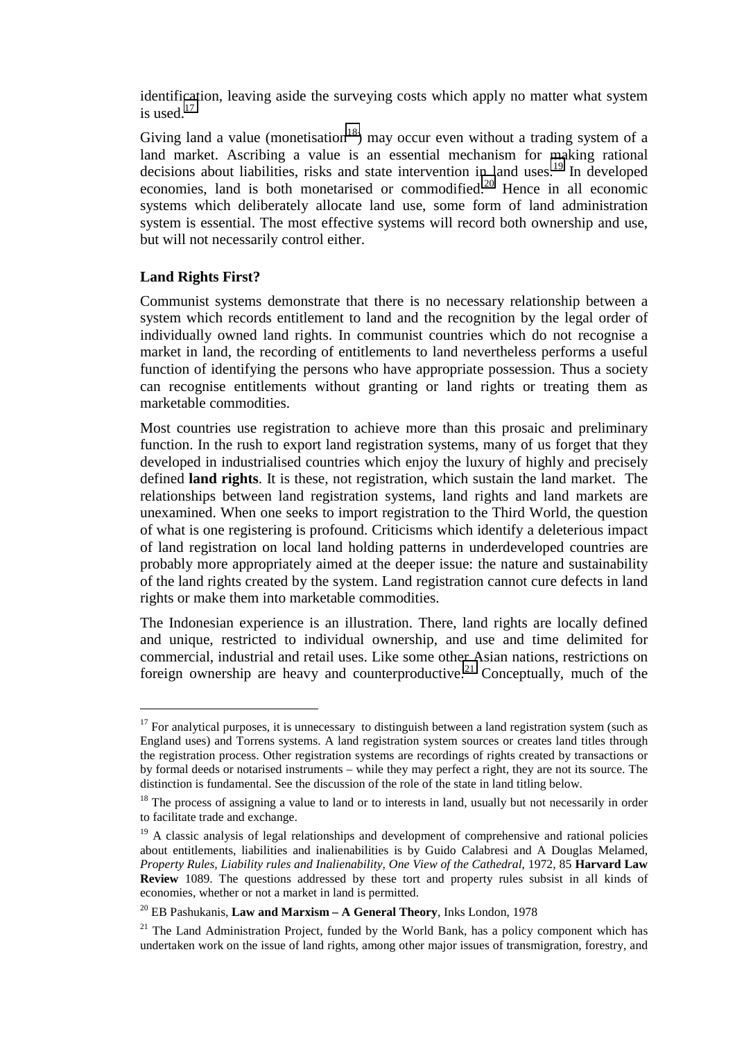identification, leaving aside the surveying costs which apply no matter what system is used.[17]

Giving land a value (monetisation[18]) may occur even without a trading system of a land market. Ascribing a value is an essential mechanism for making rational decisions about liabilities, risks and state intervention in land uses.[19] In developed economies, land is both monetarised or commodified.[20] Hence in all economic systems which deliberately allocate land use, some form of land administration system is essential. The most effective systems will record both ownership and use, but will not necessarily control either.

**Land Rights First?**

Communist systems demonstrate that there is no necessary relationship between a system which records entitlement to land and the recognition by the legal order of individually owned land rights. In communist countries which do not recognise a market in land, the recording of entitlements to land nevertheless performs a useful function of identifying the persons who have appropriate possession. Thus a society can recognise entitlements without granting or land rights or treating them as marketable commodities.

Most countries use registration to achieve more than this prosaic and preliminary function. In the rush to export land registration systems, many of us forget that they developed in industrialised countries which enjoy the luxury of highly and precisely defined **land rights**. It is these, not registration, which sustain the land market. The relationships between land registration systems, land rights and land markets are unexamined. When one seeks to import registration to the Third World, the question of what is one registering is profound. Criticisms which identify a deleterious impact of land registration on local land holding patterns in underdeveloped countries are probably more appropriately aimed at the deeper issue: the nature and sustainability of the land rights created by the system. Land registration cannot cure defects in land rights or make them into marketable commodities.

The Indonesian experience is an illustration. There, land rights are locally defined and unique, restricted to individual ownership, and use and time delimited for commercial, industrial and retail uses. Like some other Asian nations, restrictions on foreign ownership are heavy and counterproductive.[21] Conceptually, much of the

---

[17] For analytical purposes, it is unnecessary to distinguish between a land registration system (such as England uses) and Torrens systems. A land registration system sources or creates land titles through the registration process. Other registration systems are recordings of rights created by transactions or by formal deeds or notarised instruments – while they may perfect a right, they are not its source. The distinction is fundamental. See the discussion of the role of the state in land titling below.

[18] The process of assigning a value to land or to interests in land, usually but not necessarily in order to facilitate trade and exchange.

[19] A classic analysis of legal relationships and development of comprehensive and rational policies about entitlements, liabilities and inalienabilities is by Guido Calabresi and A Douglas Melamed, *Property Rules, Liability rules and Inalienability, One View of the Cathedral*, 1972, 85 **Harvard Law Review** 1089. The questions addressed by these tort and property rules subsist in all kinds of economies, whether or not a market in land is permitted.

[20] EB Pashukanis, **Law and Marxism – A General Theory**, Inks London, 1978

[21] The Land Administration Project, funded by the World Bank, has a policy component which has undertaken work on the issue of land rights, among other major issues of transmigration, forestry, and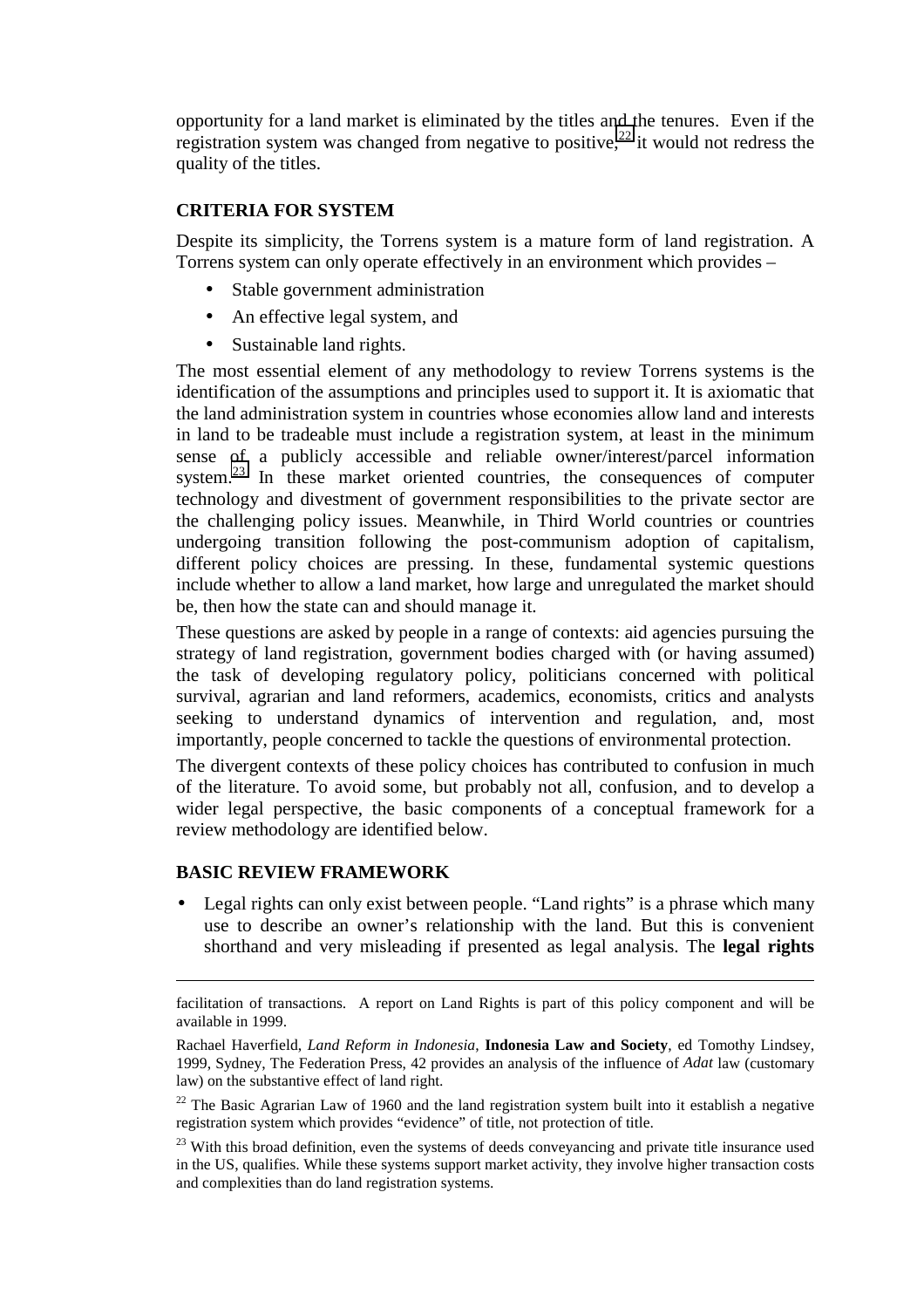opportunity for a land market is eliminated by the titles and the tenures. Even if the registration system was changed from negative to positive,[22] it would not redress the quality of the titles.

### CRITERIA FOR SYSTEM

Despite its simplicity, the Torrens system is a mature form of land registration. A Torrens system can only operate effectively in an environment which provides –

- Stable government administration
- An effective legal system, and
- Sustainable land rights.

The most essential element of any methodology to review Torrens systems is the identification of the assumptions and principles used to support it. It is axiomatic that the land administration system in countries whose economies allow land and interests in land to be tradeable must include a registration system, at least in the minimum sense of a publicly accessible and reliable owner/interest/parcel information system.[23] In these market oriented countries, the consequences of computer technology and divestment of government responsibilities to the private sector are the challenging policy issues. Meanwhile, in Third World countries or countries undergoing transition following the post-communism adoption of capitalism, different policy choices are pressing. In these, fundamental systemic questions include whether to allow a land market, how large and unregulated the market should be, then how the state can and should manage it.

These questions are asked by people in a range of contexts: aid agencies pursuing the strategy of land registration, government bodies charged with (or having assumed) the task of developing regulatory policy, politicians concerned with political survival, agrarian and land reformers, academics, economists, critics and analysts seeking to understand dynamics of intervention and regulation, and, most importantly, people concerned to tackle the questions of environmental protection.

The divergent contexts of these policy choices has contributed to confusion in much of the literature. To avoid some, but probably not all, confusion, and to develop a wider legal perspective, the basic components of a conceptual framework for a review methodology are identified below.

### BASIC REVIEW FRAMEWORK

- Legal rights can only exist between people. "Land rights" is a phrase which many use to describe an owner's relationship with the land. But this is convenient shorthand and very misleading if presented as legal analysis. The **legal rights**

---

facilitation of transactions. A report on Land Rights is part of this policy component and will be available in 1999.

Rachael Haverfield, *Land Reform in Indonesia*, **Indonesia Law and Society**, ed Tomothy Lindsey, 1999, Sydney, The Federation Press, 42 provides an analysis of the influence of *Adat* law (customary law) on the substantive effect of land right.

[22] The Basic Agrarian Law of 1960 and the land registration system built into it establish a negative registration system which provides "evidence" of title, not protection of title.

[23] With this broad definition, even the systems of deeds conveyancing and private title insurance used in the US, qualifies. While these systems support market activity, they involve higher transaction costs and complexities than do land registration systems.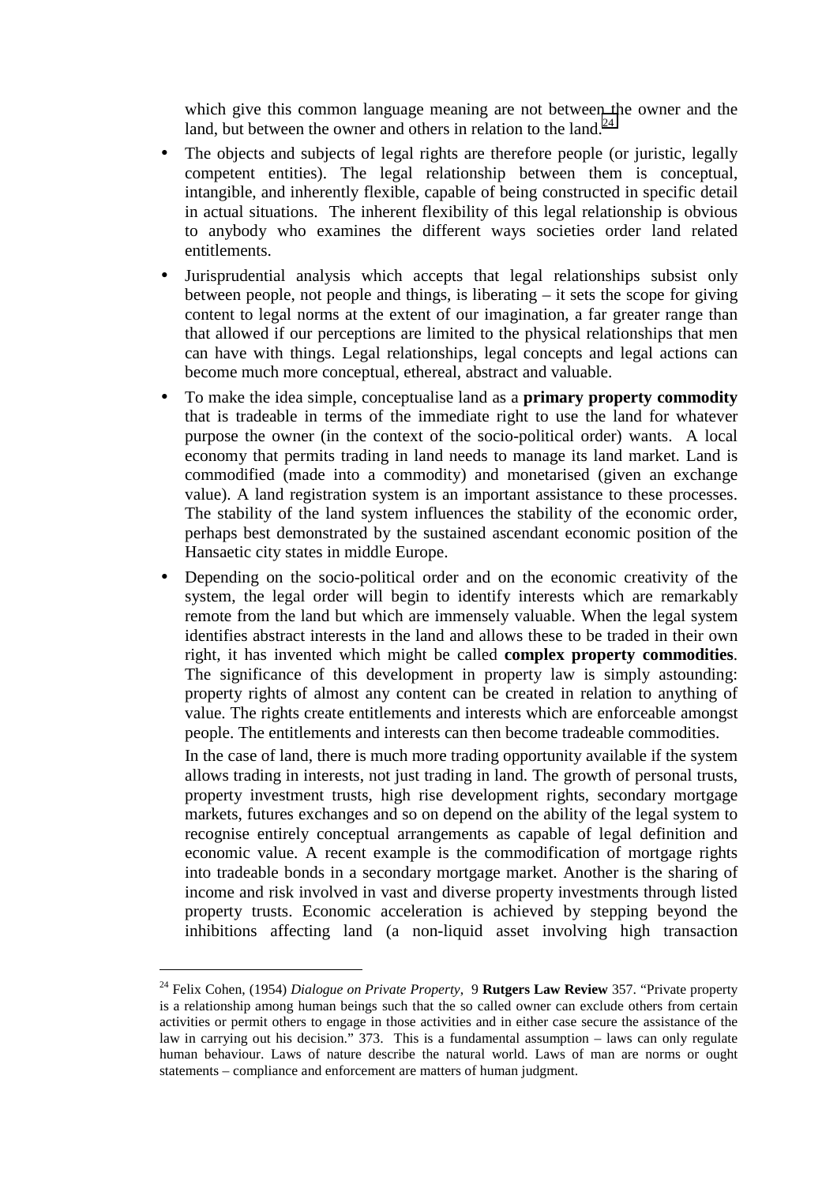which give this common language meaning are not between the owner and the land, but between the owner and others in relation to the land.[24]

- The objects and subjects of legal rights are therefore people (or juristic, legally competent entities). The legal relationship between them is conceptual, intangible, and inherently flexible, capable of being constructed in specific detail in actual situations. The inherent flexibility of this legal relationship is obvious to anybody who examines the different ways societies order land related entitlements.
- Jurisprudential analysis which accepts that legal relationships subsist only between people, not people and things, is liberating – it sets the scope for giving content to legal norms at the extent of our imagination, a far greater range than that allowed if our perceptions are limited to the physical relationships that men can have with things. Legal relationships, legal concepts and legal actions can become much more conceptual, ethereal, abstract and valuable.
- To make the idea simple, conceptualise land as a **primary property commodity** that is tradeable in terms of the immediate right to use the land for whatever purpose the owner (in the context of the socio-political order) wants. A local economy that permits trading in land needs to manage its land market. Land is commodified (made into a commodity) and monetarised (given an exchange value). A land registration system is an important assistance to these processes. The stability of the land system influences the stability of the economic order, perhaps best demonstrated by the sustained ascendant economic position of the Hansaetic city states in middle Europe.
- Depending on the socio-political order and on the economic creativity of the system, the legal order will begin to identify interests which are remarkably remote from the land but which are immensely valuable. When the legal system identifies abstract interests in the land and allows these to be traded in their own right, it has invented which might be called **complex property commodities**. The significance of this development in property law is simply astounding: property rights of almost any content can be created in relation to anything of value. The rights create entitlements and interests which are enforceable amongst people. The entitlements and interests can then become tradeable commodities.

  In the case of land, there is much more trading opportunity available if the system allows trading in interests, not just trading in land. The growth of personal trusts, property investment trusts, high rise development rights, secondary mortgage markets, futures exchanges and so on depend on the ability of the legal system to recognise entirely conceptual arrangements as capable of legal definition and economic value. A recent example is the commodification of mortgage rights into tradeable bonds in a secondary mortgage market. Another is the sharing of income and risk involved in vast and diverse property investments through listed property trusts. Economic acceleration is achieved by stepping beyond the inhibitions affecting land (a non-liquid asset involving high transaction

---

[24] Felix Cohen, (1954) *Dialogue on Private Property*, 9 **Rutgers Law Review** 357. "Private property is a relationship among human beings such that the so called owner can exclude others from certain activities or permit others to engage in those activities and in either case secure the assistance of the law in carrying out his decision." 373. This is a fundamental assumption – laws can only regulate human behaviour. Laws of nature describe the natural world. Laws of man are norms or ought statements – compliance and enforcement are matters of human judgment.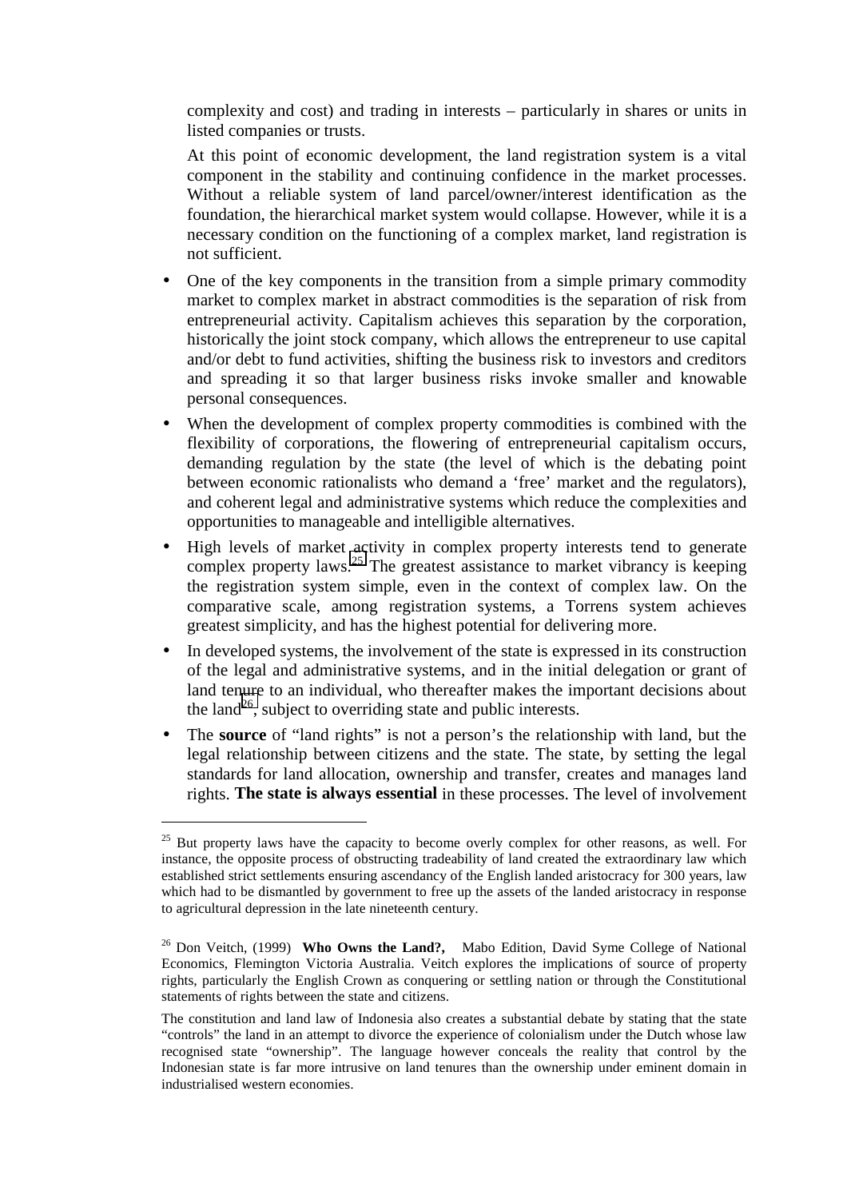complexity and cost) and trading in interests – particularly in shares or units in listed companies or trusts.

At this point of economic development, the land registration system is a vital component in the stability and continuing confidence in the market processes. Without a reliable system of land parcel/owner/interest identification as the foundation, the hierarchical market system would collapse. However, while it is a necessary condition on the functioning of a complex market, land registration is not sufficient.

- One of the key components in the transition from a simple primary commodity market to complex market in abstract commodities is the separation of risk from entrepreneurial activity. Capitalism achieves this separation by the corporation, historically the joint stock company, which allows the entrepreneur to use capital and/or debt to fund activities, shifting the business risk to investors and creditors and spreading it so that larger business risks invoke smaller and knowable personal consequences.
- When the development of complex property commodities is combined with the flexibility of corporations, the flowering of entrepreneurial capitalism occurs, demanding regulation by the state (the level of which is the debating point between economic rationalists who demand a 'free' market and the regulators), and coherent legal and administrative systems which reduce the complexities and opportunities to manageable and intelligible alternatives.
- High levels of market activity in complex property interests tend to generate complex property laws.[25] The greatest assistance to market vibrancy is keeping the registration system simple, even in the context of complex law. On the comparative scale, among registration systems, a Torrens system achieves greatest simplicity, and has the highest potential for delivering more.
- In developed systems, the involvement of the state is expressed in its construction of the legal and administrative systems, and in the initial delegation or grant of land tenure to an individual, who thereafter makes the important decisions about the land[26], subject to overriding state and public interests.
- The **source** of "land rights" is not a person's the relationship with land, but the legal relationship between citizens and the state. The state, by setting the legal standards for land allocation, ownership and transfer, creates and manages land rights. **The state is always essential** in these processes. The level of involvement

---

[25] But property laws have the capacity to become overly complex for other reasons, as well. For instance, the opposite process of obstructing tradeability of land created the extraordinary law which established strict settlements ensuring ascendancy of the English landed aristocracy for 300 years, law which had to be dismantled by government to free up the assets of the landed aristocracy in response to agricultural depression in the late nineteenth century.

[26] Don Veitch, (1999) **Who Owns the Land?,** Mabo Edition, David Syme College of National Economics, Flemington Victoria Australia. Veitch explores the implications of source of property rights, particularly the English Crown as conquering or settling nation or through the Constitutional statements of rights between the state and citizens.

The constitution and land law of Indonesia also creates a substantial debate by stating that the state "controls" the land in an attempt to divorce the experience of colonialism under the Dutch whose law recognised state "ownership". The language however conceals the reality that control by the Indonesian state is far more intrusive on land tenures than the ownership under eminent domain in industrialised western economies.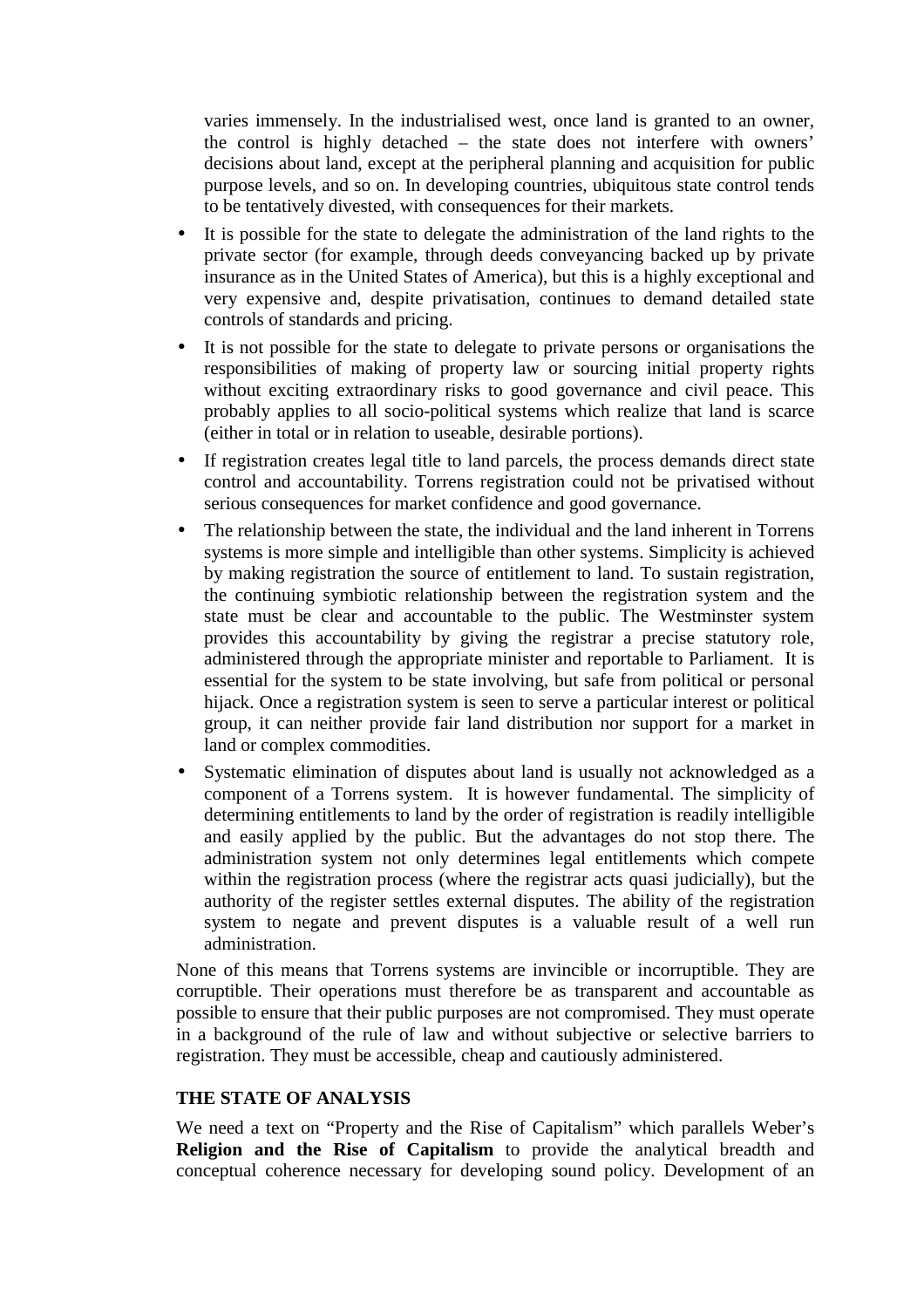varies immensely. In the industrialised west, once land is granted to an owner, the control is highly detached – the state does not interfere with owners' decisions about land, except at the peripheral planning and acquisition for public purpose levels, and so on. In developing countries, ubiquitous state control tends to be tentatively divested, with consequences for their markets.

- It is possible for the state to delegate the administration of the land rights to the private sector (for example, through deeds conveyancing backed up by private insurance as in the United States of America), but this is a highly exceptional and very expensive and, despite privatisation, continues to demand detailed state controls of standards and pricing.
- It is not possible for the state to delegate to private persons or organisations the responsibilities of making of property law or sourcing initial property rights without exciting extraordinary risks to good governance and civil peace. This probably applies to all socio-political systems which realize that land is scarce (either in total or in relation to useable, desirable portions).
- If registration creates legal title to land parcels, the process demands direct state control and accountability. Torrens registration could not be privatised without serious consequences for market confidence and good governance.
- The relationship between the state, the individual and the land inherent in Torrens systems is more simple and intelligible than other systems. Simplicity is achieved by making registration the source of entitlement to land. To sustain registration, the continuing symbiotic relationship between the registration system and the state must be clear and accountable to the public. The Westminster system provides this accountability by giving the registrar a precise statutory role, administered through the appropriate minister and reportable to Parliament. It is essential for the system to be state involving, but safe from political or personal hijack. Once a registration system is seen to serve a particular interest or political group, it can neither provide fair land distribution nor support for a market in land or complex commodities.
- Systematic elimination of disputes about land is usually not acknowledged as a component of a Torrens system. It is however fundamental. The simplicity of determining entitlements to land by the order of registration is readily intelligible and easily applied by the public. But the advantages do not stop there. The administration system not only determines legal entitlements which compete within the registration process (where the registrar acts quasi judicially), but the authority of the register settles external disputes. The ability of the registration system to negate and prevent disputes is a valuable result of a well run administration.

None of this means that Torrens systems are invincible or incorruptible. They are corruptible. Their operations must therefore be as transparent and accountable as possible to ensure that their public purposes are not compromised. They must operate in a background of the rule of law and without subjective or selective barriers to registration. They must be accessible, cheap and cautiously administered.

## THE STATE OF ANALYSIS

We need a text on "Property and the Rise of Capitalism" which parallels Weber's **Religion and the Rise of Capitalism** to provide the analytical breadth and conceptual coherence necessary for developing sound policy. Development of an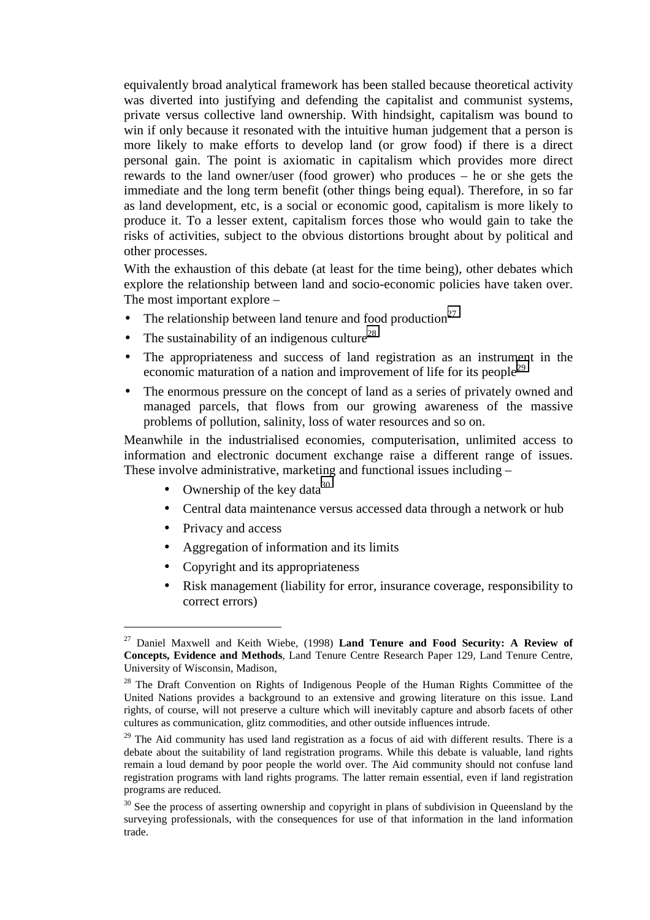equivalently broad analytical framework has been stalled because theoretical activity was diverted into justifying and defending the capitalist and communist systems, private versus collective land ownership. With hindsight, capitalism was bound to win if only because it resonated with the intuitive human judgement that a person is more likely to make efforts to develop land (or grow food) if there is a direct personal gain. The point is axiomatic in capitalism which provides more direct rewards to the land owner/user (food grower) who produces – he or she gets the immediate and the long term benefit (other things being equal). Therefore, in so far as land development, etc, is a social or economic good, capitalism is more likely to produce it. To a lesser extent, capitalism forces those who would gain to take the risks of activities, subject to the obvious distortions brought about by political and other processes.

With the exhaustion of this debate (at least for the time being), other debates which explore the relationship between land and socio-economic policies have taken over. The most important explore –

- The relationship between land tenure and food production[27]
- The sustainability of an indigenous culture[28]
- The appropriateness and success of land registration as an instrument in the economic maturation of a nation and improvement of life for its people[29]
- The enormous pressure on the concept of land as a series of privately owned and managed parcels, that flows from our growing awareness of the massive problems of pollution, salinity, loss of water resources and so on.

Meanwhile in the industrialised economies, computerisation, unlimited access to information and electronic document exchange raise a different range of issues. These involve administrative, marketing and functional issues including –

- Ownership of the key data[30]
- Central data maintenance versus accessed data through a network or hub
- Privacy and access
- Aggregation of information and its limits
- Copyright and its appropriateness
- Risk management (liability for error, insurance coverage, responsibility to correct errors)

---

[27] Daniel Maxwell and Keith Wiebe, (1998) **Land Tenure and Food Security: A Review of Concepts, Evidence and Methods**, Land Tenure Centre Research Paper 129, Land Tenure Centre, University of Wisconsin, Madison,

[28] The Draft Convention on Rights of Indigenous People of the Human Rights Committee of the United Nations provides a background to an extensive and growing literature on this issue. Land rights, of course, will not preserve a culture which will inevitably capture and absorb facets of other cultures as communication, glitz commodities, and other outside influences intrude.

[29] The Aid community has used land registration as a focus of aid with different results. There is a debate about the suitability of land registration programs. While this debate is valuable, land rights remain a loud demand by poor people the world over. The Aid community should not confuse land registration programs with land rights programs. The latter remain essential, even if land registration programs are reduced.

[30] See the process of asserting ownership and copyright in plans of subdivision in Queensland by the surveying professionals, with the consequences for use of that information in the land information trade.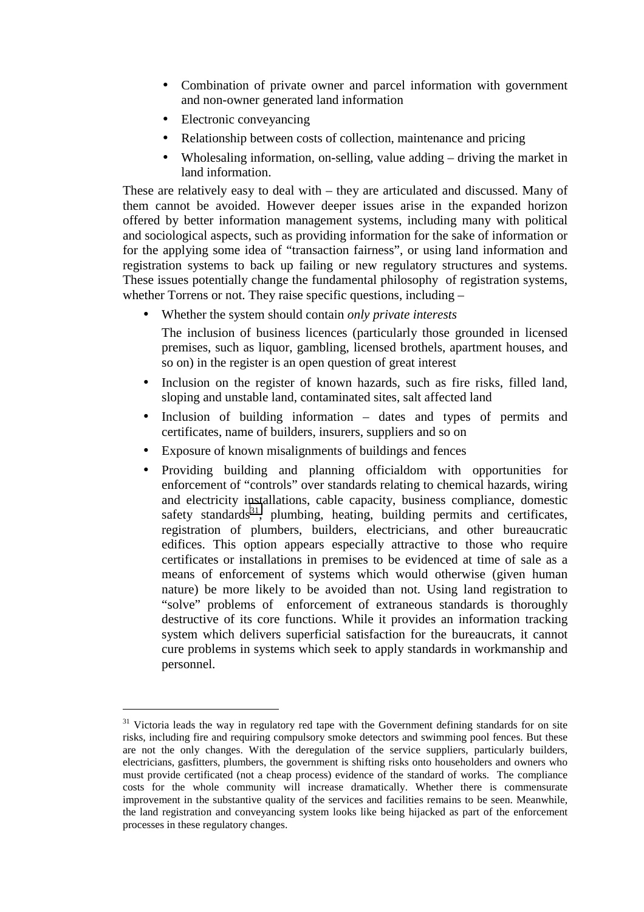- Combination of private owner and parcel information with government and non-owner generated land information
- Electronic conveyancing
- Relationship between costs of collection, maintenance and pricing
- Wholesaling information, on-selling, value adding – driving the market in land information.

These are relatively easy to deal with – they are articulated and discussed. Many of them cannot be avoided. However deeper issues arise in the expanded horizon offered by better information management systems, including many with political and sociological aspects, such as providing information for the sake of information or for the applying some idea of "transaction fairness", or using land information and registration systems to back up failing or new regulatory structures and systems. These issues potentially change the fundamental philosophy of registration systems, whether Torrens or not. They raise specific questions, including –

- Whether the system should contain *only private interests*

  The inclusion of business licences (particularly those grounded in licensed premises, such as liquor, gambling, licensed brothels, apartment houses, and so on) in the register is an open question of great interest
- Inclusion on the register of known hazards, such as fire risks, filled land, sloping and unstable land, contaminated sites, salt affected land
- Inclusion of building information – dates and types of permits and certificates, name of builders, insurers, suppliers and so on
- Exposure of known misalignments of buildings and fences
- Providing building and planning officialdom with opportunities for enforcement of "controls" over standards relating to chemical hazards, wiring and electricity installations, cable capacity, business compliance, domestic safety standards[31], plumbing, heating, building permits and certificates, registration of plumbers, builders, electricians, and other bureaucratic edifices. This option appears especially attractive to those who require certificates or installations in premises to be evidenced at time of sale as a means of enforcement of systems which would otherwise (given human nature) be more likely to be avoided than not. Using land registration to "solve" problems of enforcement of extraneous standards is thoroughly destructive of its core functions. While it provides an information tracking system which delivers superficial satisfaction for the bureaucrats, it cannot cure problems in systems which seek to apply standards in workmanship and personnel.

---

[31] Victoria leads the way in regulatory red tape with the Government defining standards for on site risks, including fire and requiring compulsory smoke detectors and swimming pool fences. But these are not the only changes. With the deregulation of the service suppliers, particularly builders, electricians, gasfitters, plumbers, the government is shifting risks onto householders and owners who must provide certificated (not a cheap process) evidence of the standard of works. The compliance costs for the whole community will increase dramatically. Whether there is commensurate improvement in the substantive quality of the services and facilities remains to be seen. Meanwhile, the land registration and conveyancing system looks like being hijacked as part of the enforcement processes in these regulatory changes.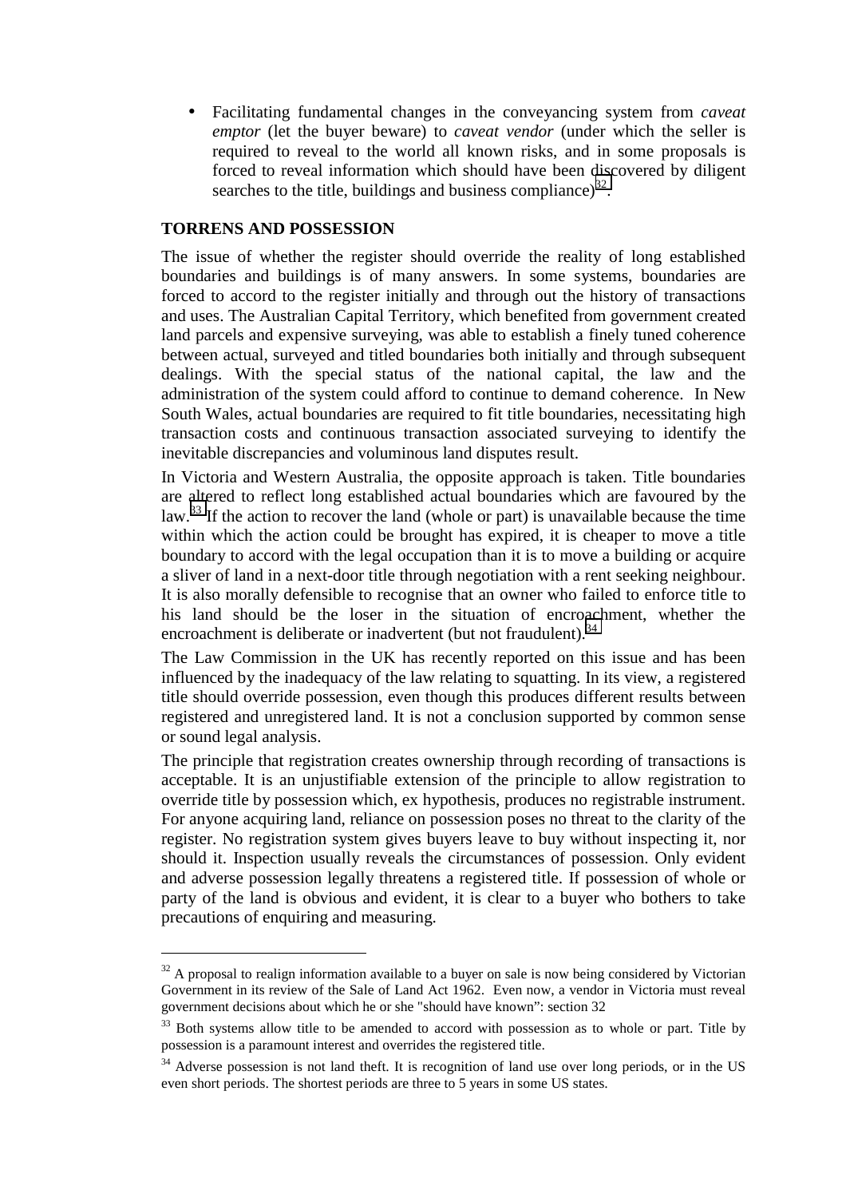- Facilitating fundamental changes in the conveyancing system from *caveat emptor* (let the buyer beware) to *caveat vendor* (under which the seller is required to reveal to the world all known risks, and in some proposals is forced to reveal information which should have been discovered by diligent searches to the title, buildings and business compliance)[32].

**TORRENS AND POSSESSION**

The issue of whether the register should override the reality of long established boundaries and buildings is of many answers. In some systems, boundaries are forced to accord to the register initially and through out the history of transactions and uses. The Australian Capital Territory, which benefited from government created land parcels and expensive surveying, was able to establish a finely tuned coherence between actual, surveyed and titled boundaries both initially and through subsequent dealings. With the special status of the national capital, the law and the administration of the system could afford to continue to demand coherence. In New South Wales, actual boundaries are required to fit title boundaries, necessitating high transaction costs and continuous transaction associated surveying to identify the inevitable discrepancies and voluminous land disputes result.

In Victoria and Western Australia, the opposite approach is taken. Title boundaries are altered to reflect long established actual boundaries which are favoured by the law.[33] If the action to recover the land (whole or part) is unavailable because the time within which the action could be brought has expired, it is cheaper to move a title boundary to accord with the legal occupation than it is to move a building or acquire a sliver of land in a next-door title through negotiation with a rent seeking neighbour. It is also morally defensible to recognise that an owner who failed to enforce title to his land should be the loser in the situation of encroachment, whether the encroachment is deliberate or inadvertent (but not fraudulent).[34]

The Law Commission in the UK has recently reported on this issue and has been influenced by the inadequacy of the law relating to squatting. In its view, a registered title should override possession, even though this produces different results between registered and unregistered land. It is not a conclusion supported by common sense or sound legal analysis.

The principle that registration creates ownership through recording of transactions is acceptable. It is an unjustifiable extension of the principle to allow registration to override title by possession which, ex hypothesis, produces no registrable instrument. For anyone acquiring land, reliance on possession poses no threat to the clarity of the register. No registration system gives buyers leave to buy without inspecting it, nor should it. Inspection usually reveals the circumstances of possession. Only evident and adverse possession legally threatens a registered title. If possession of whole or party of the land is obvious and evident, it is clear to a buyer who bothers to take precautions of enquiring and measuring.

---

[32] A proposal to realign information available to a buyer on sale is now being considered by Victorian Government in its review of the Sale of Land Act 1962. Even now, a vendor in Victoria must reveal government decisions about which he or she "should have known": section 32

[33] Both systems allow title to be amended to accord with possession as to whole or part. Title by possession is a paramount interest and overrides the registered title.

[34] Adverse possession is not land theft. It is recognition of land use over long periods, or in the US even short periods. The shortest periods are three to 5 years in some US states.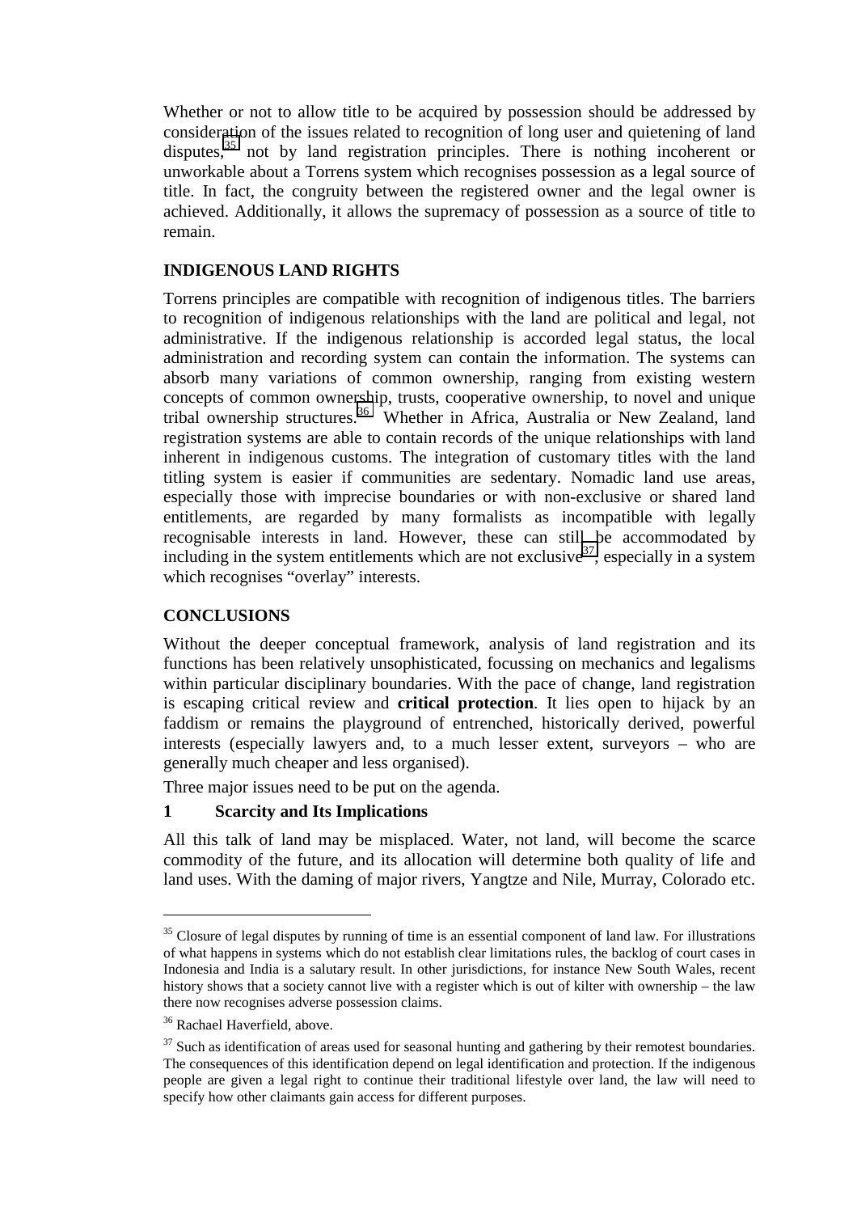Whether or not to allow title to be acquired by possession should be addressed by consideration of the issues related to recognition of long user and quietening of land disputes,[35] not by land registration principles. There is nothing incoherent or unworkable about a Torrens system which recognises possession as a legal source of title. In fact, the congruity between the registered owner and the legal owner is achieved. Additionally, it allows the supremacy of possession as a source of title to remain.

## INDIGENOUS LAND RIGHTS

Torrens principles are compatible with recognition of indigenous titles. The barriers to recognition of indigenous relationships with the land are political and legal, not administrative. If the indigenous relationship is accorded legal status, the local administration and recording system can contain the information. The systems can absorb many variations of common ownership, ranging from existing western concepts of common ownership, trusts, cooperative ownership, to novel and unique tribal ownership structures.[36] Whether in Africa, Australia or New Zealand, land registration systems are able to contain records of the unique relationships with land inherent in indigenous customs. The integration of customary titles with the land titling system is easier if communities are sedentary. Nomadic land use areas, especially those with imprecise boundaries or with non-exclusive or shared land entitlements, are regarded by many formalists as incompatible with legally recognisable interests in land. However, these can still be accommodated by including in the system entitlements which are not exclusive[37], especially in a system which recognises "overlay" interests.

## CONCLUSIONS

Without the deeper conceptual framework, analysis of land registration and its functions has been relatively unsophisticated, focussing on mechanics and legalisms within particular disciplinary boundaries. With the pace of change, land registration is escaping critical review and **critical protection**. It lies open to hijack by an faddism or remains the playground of entrenched, historically derived, powerful interests (especially lawyers and, to a much lesser extent, surveyors – who are generally much cheaper and less organised).

Three major issues need to be put on the agenda.

### 1 Scarcity and Its Implications

All this talk of land may be misplaced. Water, not land, will become the scarce commodity of the future, and its allocation will determine both quality of life and land uses. With the daming of major rivers, Yangtze and Nile, Murray, Colorado etc.

---

[35] Closure of legal disputes by running of time is an essential component of land law. For illustrations of what happens in systems which do not establish clear limitations rules, the backlog of court cases in Indonesia and India is a salutary result. In other jurisdictions, for instance New South Wales, recent history shows that a society cannot live with a register which is out of kilter with ownership – the law there now recognises adverse possession claims.

[36] Rachael Haverfield, above.

[37] Such as identification of areas used for seasonal hunting and gathering by their remotest boundaries. The consequences of this identification depend on legal identification and protection. If the indigenous people are given a legal right to continue their traditional lifestyle over land, the law will need to specify how other claimants gain access for different purposes.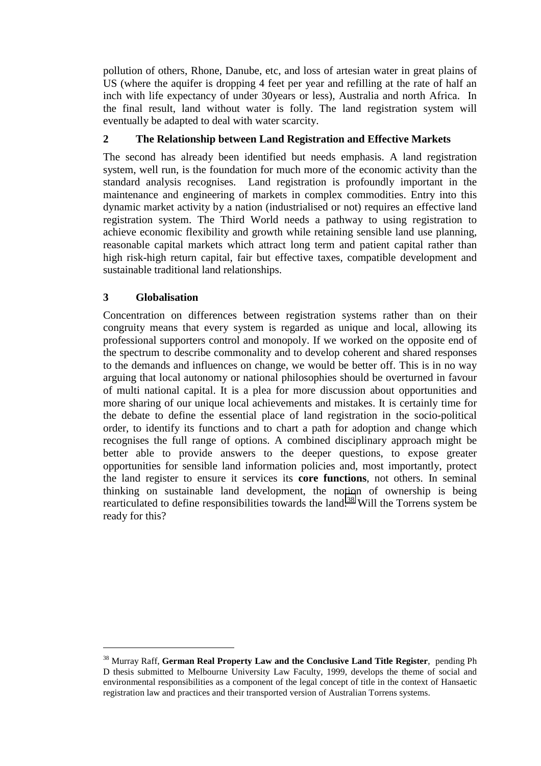pollution of others, Rhone, Danube, etc, and loss of artesian water in great plains of US (where the aquifer is dropping 4 feet per year and refilling at the rate of half an inch with life expectancy of under 30years or less), Australia and north Africa. In the final result, land without water is folly. The land registration system will eventually be adapted to deal with water scarcity.

## 2 The Relationship between Land Registration and Effective Markets

The second has already been identified but needs emphasis. A land registration system, well run, is the foundation for much more of the economic activity than the standard analysis recognises. Land registration is profoundly important in the maintenance and engineering of markets in complex commodities. Entry into this dynamic market activity by a nation (industrialised or not) requires an effective land registration system. The Third World needs a pathway to using registration to achieve economic flexibility and growth while retaining sensible land use planning, reasonable capital markets which attract long term and patient capital rather than high risk-high return capital, fair but effective taxes, compatible development and sustainable traditional land relationships.

## 3 Globalisation

Concentration on differences between registration systems rather than on their congruity means that every system is regarded as unique and local, allowing its professional supporters control and monopoly. If we worked on the opposite end of the spectrum to describe commonality and to develop coherent and shared responses to the demands and influences on change, we would be better off. This is in no way arguing that local autonomy or national philosophies should be overturned in favour of multi national capital. It is a plea for more discussion about opportunities and more sharing of our unique local achievements and mistakes. It is certainly time for the debate to define the essential place of land registration in the socio-political order, to identify its functions and to chart a path for adoption and change which recognises the full range of options. A combined disciplinary approach might be better able to provide answers to the deeper questions, to expose greater opportunities for sensible land information policies and, most importantly, protect the land register to ensure it services its **core functions**, not others. In seminal thinking on sustainable land development, the notion of ownership is being rearticulated to define responsibilities towards the land.[38] Will the Torrens system be ready for this?

---

[38] Murray Raff, **German Real Property Law and the Conclusive Land Title Register**, pending Ph D thesis submitted to Melbourne University Law Faculty, 1999, develops the theme of social and environmental responsibilities as a component of the legal concept of title in the context of Hansaetic registration law and practices and their transported version of Australian Torrens systems.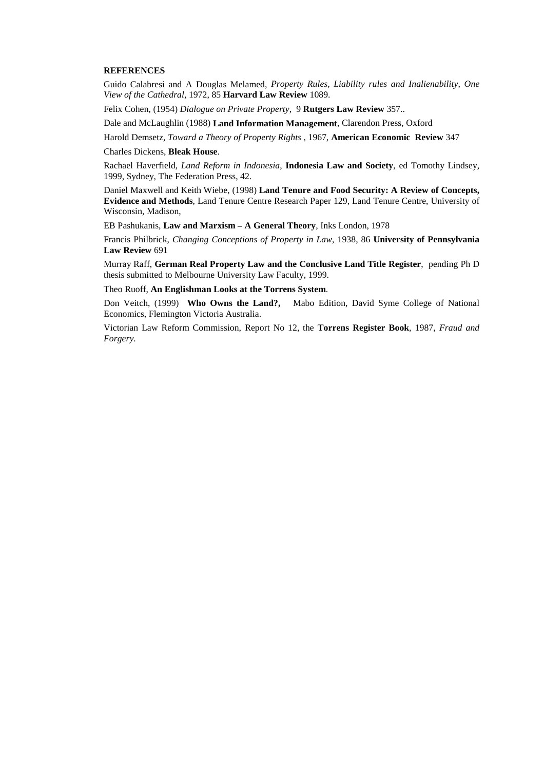**REFERENCES**

Guido Calabresi and A Douglas Melamed, *Property Rules, Liability rules and Inalienability, One View of the Cathedral*, 1972, 85 **Harvard Law Review** 1089.

Felix Cohen, (1954) *Dialogue on Private Property*, 9 **Rutgers Law Review** 357..

Dale and McLaughlin (1988) **Land Information Management**, Clarendon Press, Oxford

Harold Demsetz, *Toward a Theory of Property Rights* , 1967, **American Economic Review** 347

Charles Dickens, **Bleak House**.

Rachael Haverfield, *Land Reform in Indonesia*, **Indonesia Law and Society**, ed Tomothy Lindsey, 1999, Sydney, The Federation Press, 42.

Daniel Maxwell and Keith Wiebe, (1998) **Land Tenure and Food Security: A Review of Concepts, Evidence and Methods**, Land Tenure Centre Research Paper 129, Land Tenure Centre, University of Wisconsin, Madison,

EB Pashukanis, **Law and Marxism – A General Theory**, Inks London, 1978

Francis Philbrick, *Changing Conceptions of Property in Law*, 1938, 86 **University of Pennsylvania Law Review** 691

Murray Raff, **German Real Property Law and the Conclusive Land Title Register**, pending Ph D thesis submitted to Melbourne University Law Faculty, 1999.

Theo Ruoff, **An Englishman Looks at the Torrens System**.

Don Veitch, (1999) **Who Owns the Land?,** Mabo Edition, David Syme College of National Economics, Flemington Victoria Australia.

Victorian Law Reform Commission, Report No 12, the **Torrens Register Book**, 1987, *Fraud and Forgery*.